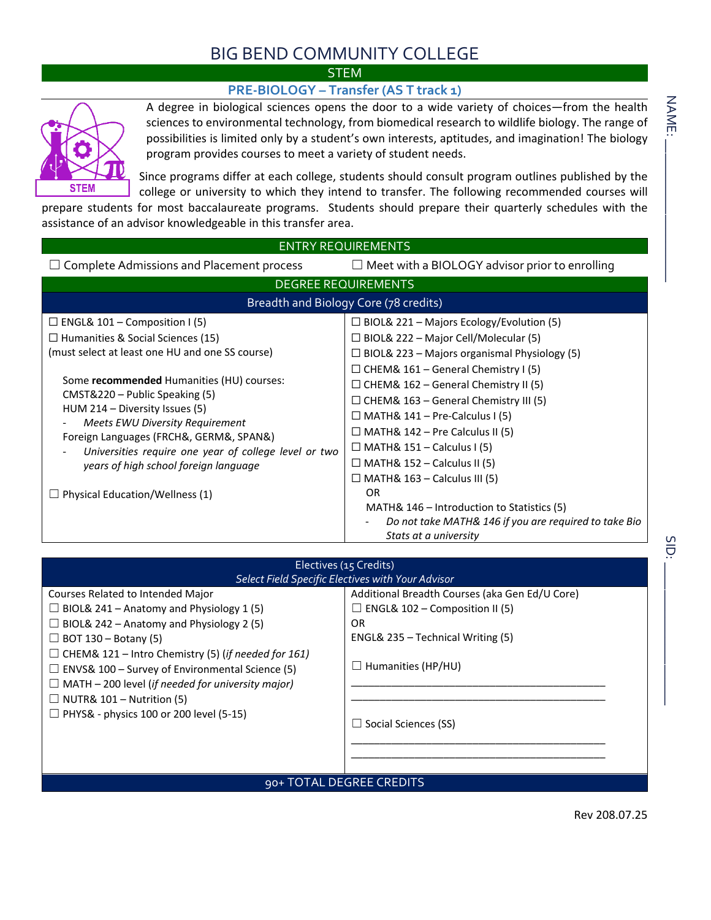# BIG BEND COMMUNITY COLLEGE

## STEM

### PRE-BIOLOGY – Transfer (AS T track 1)

NAME: ____________

A degree in biological sciences opens the door to a wide variety of choices—from the health sciences to environmental technology, from biomedical research to wildlife biology. The range of possibilities is limited only by a student's own interests, aptitudes, and imagination! The biology program provides courses to meet a variety of student needs.

Since programs differ at each college, students should consult program outlines published by the college or university to which they intend to transfer. The following recommended courses will prepare students for most baccalaureate programs. Students should prepare their quarterly schedules with the assistance of an advisor knowledgeable in this transfer area.

| ENTRY REQUIREMENTS | |
|---|---|
| ☐ Complete Admissions and Placement process | ☐ Meet with a BIOLOGY advisor prior to enrolling |

| DEGREE REQUIREMENTS<br>Breadth and Biology Core (78 credits) | |
|---|---|
| ☐ ENGL& 101 – Composition I (5)<br>☐ Humanities & Social Sciences (15)<br>(must select at least one HU and one SS course)<br><br>Some **recommended** Humanities (HU) courses:<br>CMST&220 – Public Speaking (5)<br>HUM 214 – Diversity Issues (5)<br>- *Meets EWU Diversity Requirement*<br>Foreign Languages (FRCH&, GERM&, SPAN&)<br>- *Universities require one year of college level or two years of high school foreign language*<br><br>☐ Physical Education/Wellness (1) | ☐ BIOL& 221 – Majors Ecology/Evolution (5)<br>☐ BIOL& 222 – Major Cell/Molecular (5)<br>☐ BIOL& 223 – Majors organismal Physiology (5)<br>☐ CHEM& 161 – General Chemistry I (5)<br>☐ CHEM& 162 – General Chemistry II (5)<br>☐ CHEM& 163 – General Chemistry III (5)<br>☐ MATH& 141 – Pre-Calculus I (5)<br>☐ MATH& 142 – Pre Calculus II (5)<br>☐ MATH& 151 – Calculus I (5)<br>☐ MATH& 152 – Calculus II (5)<br>☐ MATH& 163 – Calculus III (5)<br>OR<br>MATH& 146 – Introduction to Statistics (5)<br>- *Do not take MATH& 146 if you are required to take Bio Stats at a university* |

SID: ____________

| Electives (15 Credits)<br>*Select Field Specific Electives with Your Advisor* | |
|---|---|
| Courses Related to Intended Major<br>☐ BIOL& 241 – Anatomy and Physiology 1 (5)<br>☐ BIOL& 242 – Anatomy and Physiology 2 (5)<br>☐ BOT 130 – Botany (5)<br>☐ CHEM& 121 – Intro Chemistry (5) (*if needed for 161*)<br>☐ ENVS& 100 – Survey of Environmental Science (5)<br>☐ MATH – 200 level (*if needed for university major*)<br>☐ NUTR& 101 – Nutrition (5)<br>☐ PHYS& - physics 100 or 200 level (5-15) | Additional Breadth Courses (aka Gen Ed/U Core)<br>☐ ENGL& 102 – Composition II (5)<br>OR<br>ENGL& 235 – Technical Writing (5)<br><br>☐ Humanities (HP/HU)<br>____________________________________<br>____________________________________<br><br>☐ Social Sciences (SS)<br>____________________________________<br>____________________________________ |
| 90+ TOTAL DEGREE CREDITS | |

Rev 208.07.25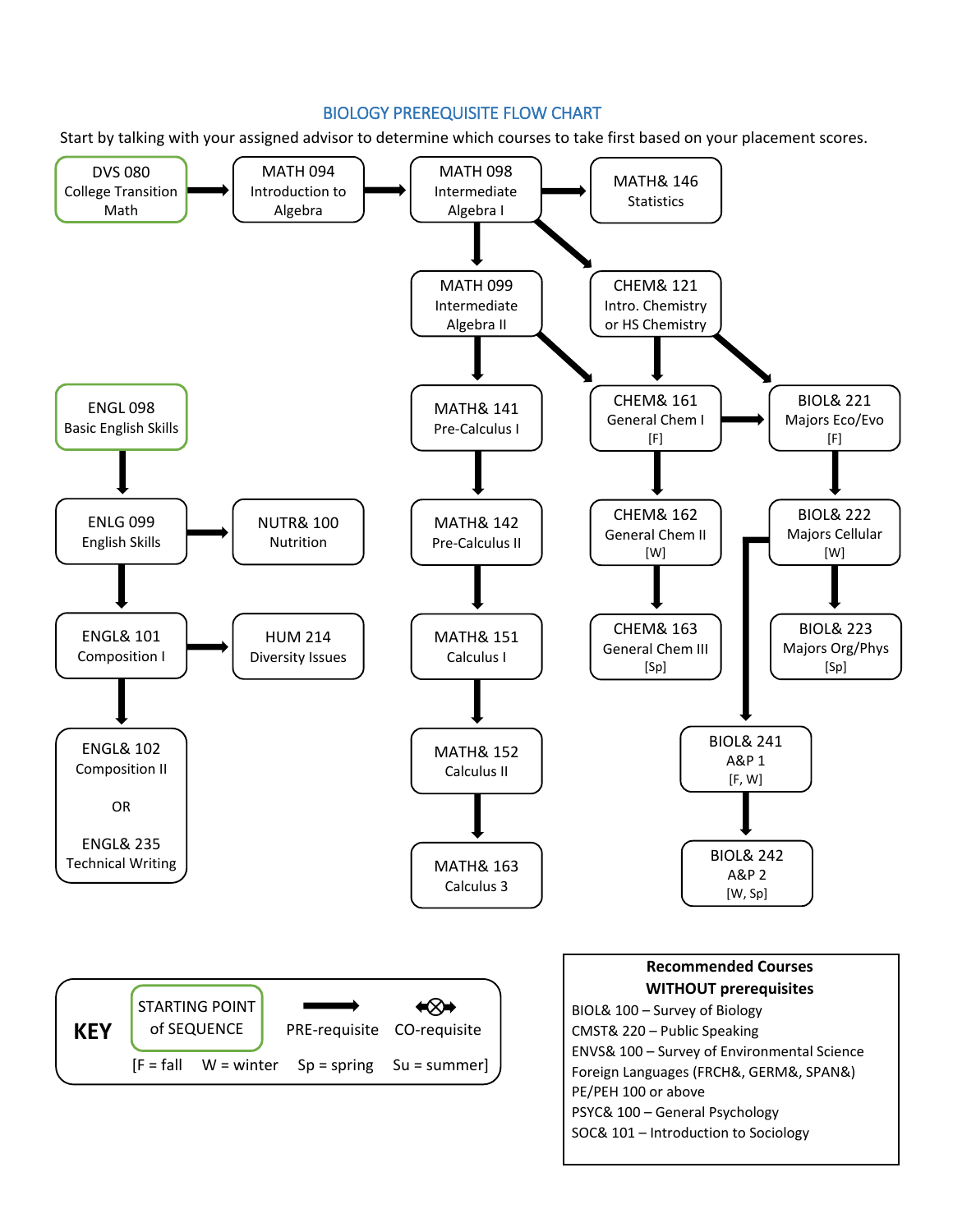## BIOLOGY PREREQUISITE FLOW CHART

Start by talking with your assigned advisor to determine which courses to take first based on your placement scores.

**Math sequence:**

- DVS 080 College Transition Math (STARTING POINT) → MATH 094 Introduction to Algebra
- MATH 094 Introduction to Algebra → MATH 098 Intermediate Algebra I
- MATH 098 Intermediate Algebra I → MATH& 146 Statistics
- MATH 098 Intermediate Algebra I → MATH 099 Intermediate Algebra II
- MATH 098 Intermediate Algebra I → CHEM& 121 Intro. Chemistry or HS Chemistry
- MATH 099 Intermediate Algebra II → MATH& 141 Pre-Calculus I
- MATH 099 Intermediate Algebra II → CHEM& 161 General Chem I [F]
- MATH& 141 Pre-Calculus I → MATH& 142 Pre-Calculus II
- MATH& 142 Pre-Calculus II → MATH& 151 Calculus I
- MATH& 151 Calculus I → MATH& 152 Calculus II
- MATH& 152 Calculus II → MATH& 163 Calculus 3

**Chemistry sequence:**

- CHEM& 121 Intro. Chemistry or HS Chemistry → CHEM& 161 General Chem I [F]
- CHEM& 121 Intro. Chemistry or HS Chemistry → BIOL& 221 Majors Eco/Evo [F]
- CHEM& 161 General Chem I [F] → BIOL& 221 Majors Eco/Evo [F]
- CHEM& 161 General Chem I [F] → CHEM& 162 General Chem II [W]
- CHEM& 162 General Chem II [W] → CHEM& 163 General Chem III [Sp]

**Biology sequence:**

- BIOL& 221 Majors Eco/Evo [F] → BIOL& 222 Majors Cellular [W]
- BIOL& 222 Majors Cellular [W] → BIOL& 223 Majors Org/Phys [Sp]
- BIOL& 222 Majors Cellular [W] → BIOL& 241 A&P 1 [F, W]
- BIOL& 241 A&P 1 [F, W] → BIOL& 242 A&P 2 [W, Sp]

**English sequence:**

- ENGL 098 Basic English Skills (STARTING POINT) → ENLG 099 English Skills
- ENLG 099 English Skills → NUTR& 100 Nutrition
- ENLG 099 English Skills → ENGL& 101 Composition I
- ENGL& 101 Composition I → HUM 214 Diversity Issues
- ENGL& 101 Composition I → ENGL& 102 Composition II OR ENGL& 235 Technical Writing

**KEY**

- STARTING POINT of SEQUENCE (green box)
- → PRE-requisite
- ↔ CO-requisite
- [F = fall W = winter Sp = spring Su = summer]

**Recommended Courses WITHOUT prerequisites**

- BIOL& 100 – Survey of Biology
- CMST& 220 – Public Speaking
- ENVS& 100 – Survey of Environmental Science
- Foreign Languages (FRCH&, GERM&, SPAN&)
- PE/PEH 100 or above
- PSYC& 100 – General Psychology
- SOC& 101 – Introduction to Sociology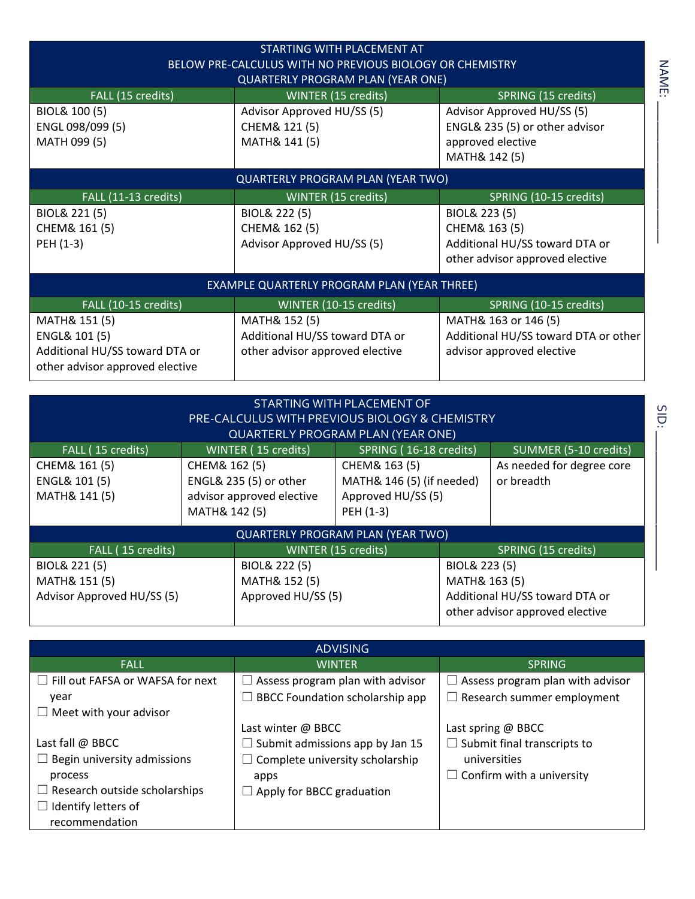NAME: ______________

SID: ______________

## STARTING WITH PLACEMENT AT BELOW PRE-CALCULUS WITH NO PREVIOUS BIOLOGY OR CHEMISTRY

### QUARTERLY PROGRAM PLAN (YEAR ONE)

| FALL (15 credits) | WINTER (15 credits) | SPRING (15 credits) |
|---|---|---|
| BIOL& 100 (5)<br>ENGL 098/099 (5)<br>MATH 099 (5) | Advisor Approved HU/SS (5)<br>CHEM& 121 (5)<br>MATH& 141 (5) | Advisor Approved HU/SS (5)<br>ENGL& 235 (5) or other advisor approved elective<br>MATH& 142 (5) |

### QUARTERLY PROGRAM PLAN (YEAR TWO)

| FALL (11-13 credits) | WINTER (15 credits) | SPRING (10-15 credits) |
|---|---|---|
| BIOL& 221 (5)<br>CHEM& 161 (5)<br>PEH (1-3) | BIOL& 222 (5)<br>CHEM& 162 (5)<br>Advisor Approved HU/SS (5) | BIOL& 223 (5)<br>CHEM& 163 (5)<br>Additional HU/SS toward DTA or other advisor approved elective |

### EXAMPLE QUARTERLY PROGRAM PLAN (YEAR THREE)

| FALL (10-15 credits) | WINTER (10-15 credits) | SPRING (10-15 credits) |
|---|---|---|
| MATH& 151 (5)<br>ENGL& 101 (5)<br>Additional HU/SS toward DTA or other advisor approved elective | MATH& 152 (5)<br>Additional HU/SS toward DTA or other advisor approved elective | MATH& 163 or 146 (5)<br>Additional HU/SS toward DTA or other advisor approved elective |

## STARTING WITH PLACEMENT OF PRE-CALCULUS WITH PREVIOUS BIOLOGY & CHEMISTRY

### QUARTERLY PROGRAM PLAN (YEAR ONE)

| FALL ( 15 credits) | WINTER ( 15 credits) | SPRING ( 16-18 credits) | SUMMER (5-10 credits) |
|---|---|---|---|
| CHEM& 161 (5)<br>ENGL& 101 (5)<br>MATH& 141 (5) | CHEM& 162 (5)<br>ENGL& 235 (5) or other advisor approved elective<br>MATH& 142 (5) | CHEM& 163 (5)<br>MATH& 146 (5) (if needed)<br>Approved HU/SS (5)<br>PEH (1-3) | As needed for degree core or breadth |

### QUARTERLY PROGRAM PLAN (YEAR TWO)

| FALL ( 15 credits) | WINTER (15 credits) | SPRING (15 credits) |
|---|---|---|
| BIOL& 221 (5)<br>MATH& 151 (5)<br>Advisor Approved HU/SS (5) | BIOL& 222 (5)<br>MATH& 152 (5)<br>Approved HU/SS (5) | BIOL& 223 (5)<br>MATH& 163 (5)<br>Additional HU/SS toward DTA or other advisor approved elective |

## ADVISING

| FALL | WINTER | SPRING |
|---|---|---|
| ☐ Fill out FAFSA or WAFSA for next year<br>☐ Meet with your advisor<br><br>Last fall @ BBCC<br>☐ Begin university admissions process<br>☐ Research outside scholarships<br>☐ Identify letters of recommendation | ☐ Assess program plan with advisor<br>☐ BBCC Foundation scholarship app<br><br>Last winter @ BBCC<br>☐ Submit admissions app by Jan 15<br>☐ Complete university scholarship apps<br>☐ Apply for BBCC graduation | ☐ Assess program plan with advisor<br>☐ Research summer employment<br><br>Last spring @ BBCC<br>☐ Submit final transcripts to universities<br>☐ Confirm with a university |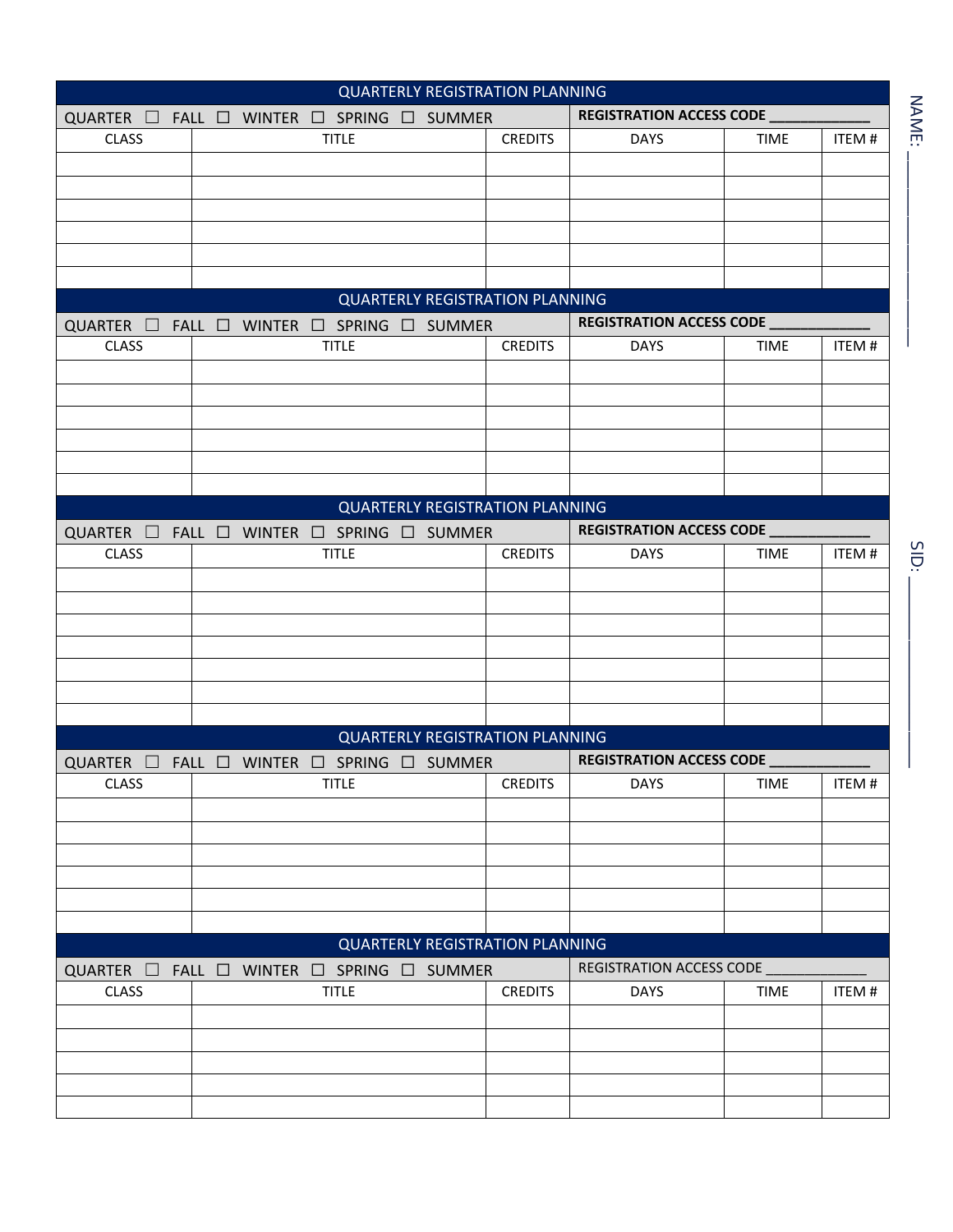NAME: ______________

SID: ______________

| QUARTERLY REGISTRATION PLANNING | | | | | |
|---|---|---|---|---|---|
| QUARTER ☐ FALL ☐ WINTER ☐ SPRING ☐ SUMMER | | | **REGISTRATION ACCESS CODE** _____________ | | |
| CLASS | TITLE | CREDITS | DAYS | TIME | ITEM # |
| | | | | | |
| | | | | | |
| | | | | | |
| | | | | | |
| | | | | | |
| | | | | | |

| QUARTERLY REGISTRATION PLANNING | | | | | |
|---|---|---|---|---|---|
| QUARTER ☐ FALL ☐ WINTER ☐ SPRING ☐ SUMMER | | | **REGISTRATION ACCESS CODE** _____________ | | |
| CLASS | TITLE | CREDITS | DAYS | TIME | ITEM # |
| | | | | | |
| | | | | | |
| | | | | | |
| | | | | | |
| | | | | | |
| | | | | | |

| QUARTERLY REGISTRATION PLANNING | | | | | |
|---|---|---|---|---|---|
| QUARTER ☐ FALL ☐ WINTER ☐ SPRING ☐ SUMMER | | | **REGISTRATION ACCESS CODE** _____________ | | |
| CLASS | TITLE | CREDITS | DAYS | TIME | ITEM # |
| | | | | | |
| | | | | | |
| | | | | | |
| | | | | | |
| | | | | | |
| | | | | | |
| | | | | | |

| QUARTERLY REGISTRATION PLANNING | | | | | |
|---|---|---|---|---|---|
| QUARTER ☐ FALL ☐ WINTER ☐ SPRING ☐ SUMMER | | | **REGISTRATION ACCESS CODE** _____________ | | |
| CLASS | TITLE | CREDITS | DAYS | TIME | ITEM # |
| | | | | | |
| | | | | | |
| | | | | | |
| | | | | | |
| | | | | | |
| | | | | | |

| QUARTERLY REGISTRATION PLANNING | | | | | |
|---|---|---|---|---|---|
| QUARTER ☐ FALL ☐ WINTER ☐ SPRING ☐ SUMMER | | | REGISTRATION ACCESS CODE _____________ | | |
| CLASS | TITLE | CREDITS | DAYS | TIME | ITEM # |
| | | | | | |
| | | | | | |
| | | | | | |
| | | | | | |
| | | | | | |